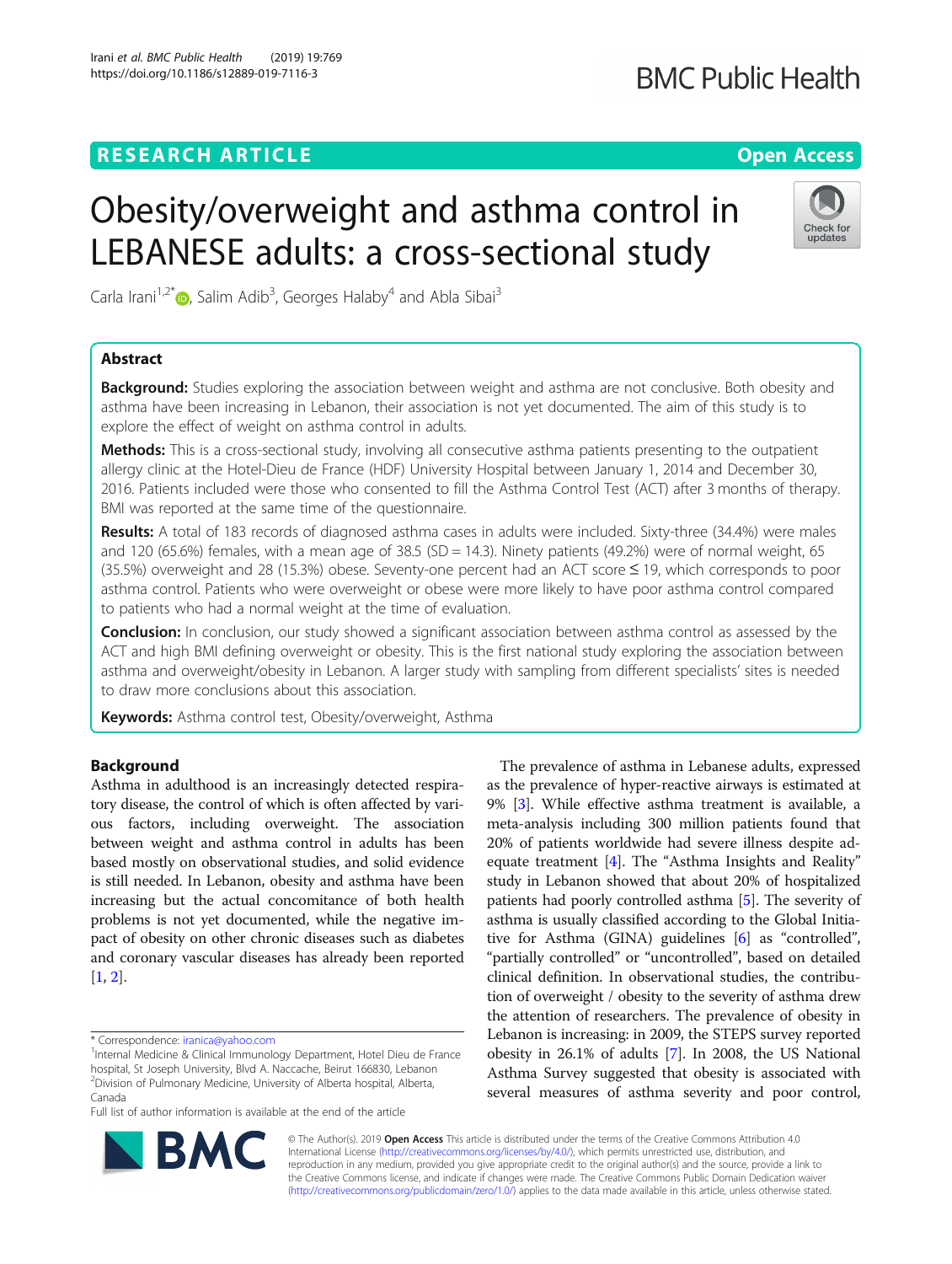RESEARCH ARTICLE

Open Access

# Obesity/overweight and asthma control in LEBANESE adults: a cross-sectional study

Carla Irani[1,2*], Salim Adib[3], Georges Halaby[4] and Abla Sibai[3]

## Abstract

**Background:** Studies exploring the association between weight and asthma are not conclusive. Both obesity and asthma have been increasing in Lebanon, their association is not yet documented. The aim of this study is to explore the effect of weight on asthma control in adults.

**Methods:** This is a cross-sectional study, involving all consecutive asthma patients presenting to the outpatient allergy clinic at the Hotel-Dieu de France (HDF) University Hospital between January 1, 2014 and December 30, 2016. Patients included were those who consented to fill the Asthma Control Test (ACT) after 3 months of therapy. BMI was reported at the same time of the questionnaire.

**Results:** A total of 183 records of diagnosed asthma cases in adults were included. Sixty-three (34.4%) were males and 120 (65.6%) females, with a mean age of 38.5 (SD = 14.3). Ninety patients (49.2%) were of normal weight, 65 (35.5%) overweight and 28 (15.3%) obese. Seventy-one percent had an ACT score ≤ 19, which corresponds to poor asthma control. Patients who were overweight or obese were more likely to have poor asthma control compared to patients who had a normal weight at the time of evaluation.

**Conclusion:** In conclusion, our study showed a significant association between asthma control as assessed by the ACT and high BMI defining overweight or obesity. This is the first national study exploring the association between asthma and overweight/obesity in Lebanon. A larger study with sampling from different specialists' sites is needed to draw more conclusions about this association.

**Keywords:** Asthma control test, Obesity/overweight, Asthma

## Background

Asthma in adulthood is an increasingly detected respiratory disease, the control of which is often affected by various factors, including overweight. The association between weight and asthma control in adults has been based mostly on observational studies, and solid evidence is still needed. In Lebanon, obesity and asthma have been increasing but the actual concomitance of both health problems is not yet documented, while the negative impact of obesity on other chronic diseases such as diabetes and coronary vascular diseases has already been reported [1, 2].

The prevalence of asthma in Lebanese adults, expressed as the prevalence of hyper-reactive airways is estimated at 9% [3]. While effective asthma treatment is available, a meta-analysis including 300 million patients found that 20% of patients worldwide had severe illness despite adequate treatment [4]. The "Asthma Insights and Reality" study in Lebanon showed that about 20% of hospitalized patients had poorly controlled asthma [5]. The severity of asthma is usually classified according to the Global Initiative for Asthma (GINA) guidelines [6] as "controlled", "partially controlled" or "uncontrolled", based on detailed clinical definition. In observational studies, the contribution of overweight / obesity to the severity of asthma drew the attention of researchers. The prevalence of obesity in Lebanon is increasing: in 2009, the STEPS survey reported obesity in 26.1% of adults [7]. In 2008, the US National Asthma Survey suggested that obesity is associated with several measures of asthma severity and poor control,

\* Correspondence: iranica@yahoo.com
[1]Internal Medicine & Clinical Immunology Department, Hotel Dieu de France hospital, St Joseph University, Blvd A. Naccache, Beirut 166830, Lebanon
[2]Division of Pulmonary Medicine, University of Alberta hospital, Alberta, Canada
Full list of author information is available at the end of the article

© The Author(s). 2019 **Open Access** This article is distributed under the terms of the Creative Commons Attribution 4.0 International License (http://creativecommons.org/licenses/by/4.0/), which permits unrestricted use, distribution, and reproduction in any medium, provided you give appropriate credit to the original author(s) and the source, provide a link to the Creative Commons license, and indicate if changes were made. The Creative Commons Public Domain Dedication waiver (http://creativecommons.org/publicdomain/zero/1.0/) applies to the data made available in this article, unless otherwise stated.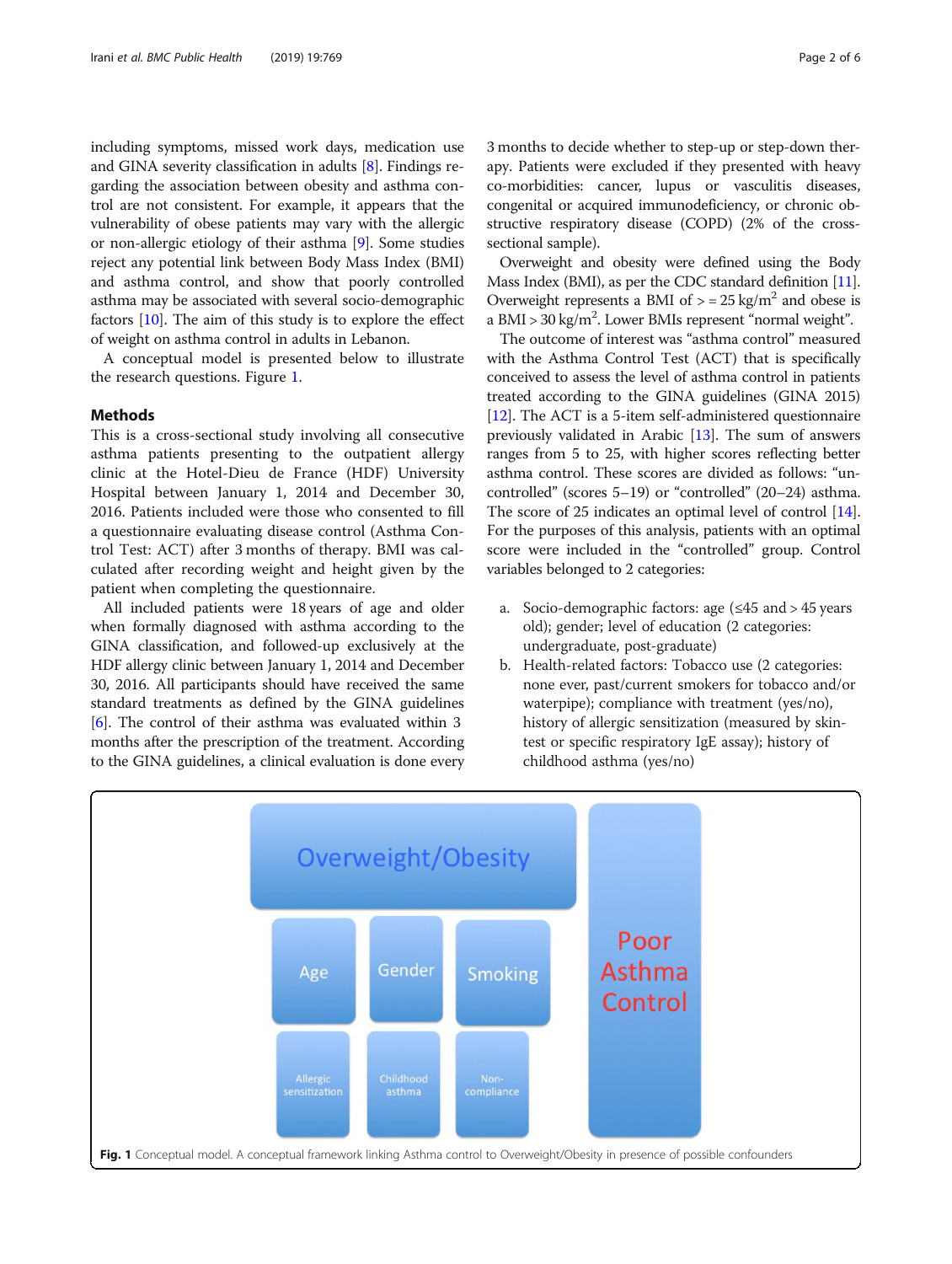including symptoms, missed work days, medication use and GINA severity classification in adults [8]. Findings regarding the association between obesity and asthma control are not consistent. For example, it appears that the vulnerability of obese patients may vary with the allergic or non-allergic etiology of their asthma [9]. Some studies reject any potential link between Body Mass Index (BMI) and asthma control, and show that poorly controlled asthma may be associated with several socio-demographic factors [10]. The aim of this study is to explore the effect of weight on asthma control in adults in Lebanon.

A conceptual model is presented below to illustrate the research questions. Figure 1.

## Methods

This is a cross-sectional study involving all consecutive asthma patients presenting to the outpatient allergy clinic at the Hotel-Dieu de France (HDF) University Hospital between January 1, 2014 and December 30, 2016. Patients included were those who consented to fill a questionnaire evaluating disease control (Asthma Control Test: ACT) after 3 months of therapy. BMI was calculated after recording weight and height given by the patient when completing the questionnaire.

All included patients were 18 years of age and older when formally diagnosed with asthma according to the GINA classification, and followed-up exclusively at the HDF allergy clinic between January 1, 2014 and December 30, 2016. All participants should have received the same standard treatments as defined by the GINA guidelines [6]. The control of their asthma was evaluated within 3 months after the prescription of the treatment. According to the GINA guidelines, a clinical evaluation is done every 3 months to decide whether to step-up or step-down therapy. Patients were excluded if they presented with heavy co-morbidities: cancer, lupus or vasculitis diseases, congenital or acquired immunodeficiency, or chronic obstructive respiratory disease (COPD) (2% of the cross-sectional sample).

Overweight and obesity were defined using the Body Mass Index (BMI), as per the CDC standard definition [11]. Overweight represents a BMI of $> = 25\ \text{kg/m}^2$ and obese is a BMI $> 30\ \text{kg/m}^2$. Lower BMIs represent "normal weight".

The outcome of interest was "asthma control" measured with the Asthma Control Test (ACT) that is specifically conceived to assess the level of asthma control in patients treated according to the GINA guidelines (GINA 2015) [12]. The ACT is a 5-item self-administered questionnaire previously validated in Arabic [13]. The sum of answers ranges from 5 to 25, with higher scores reflecting better asthma control. These scores are divided as follows: "uncontrolled" (scores 5–19) or "controlled" (20–24) asthma. The score of 25 indicates an optimal level of control [14]. For the purposes of this analysis, patients with an optimal score were included in the "controlled" group. Control variables belonged to 2 categories:

a. Socio-demographic factors: age (≤45 and > 45 years old); gender; level of education (2 categories: undergraduate, post-graduate)
b. Health-related factors: Tobacco use (2 categories: none ever, past/current smokers for tobacco and/or waterpipe); compliance with treatment (yes/no), history of allergic sensitization (measured by skin-test or specific respiratory IgE assay); history of childhood asthma (yes/no)

**Fig. 1** Conceptual model. A conceptual framework linking Asthma control to Overweight/Obesity in presence of possible confounders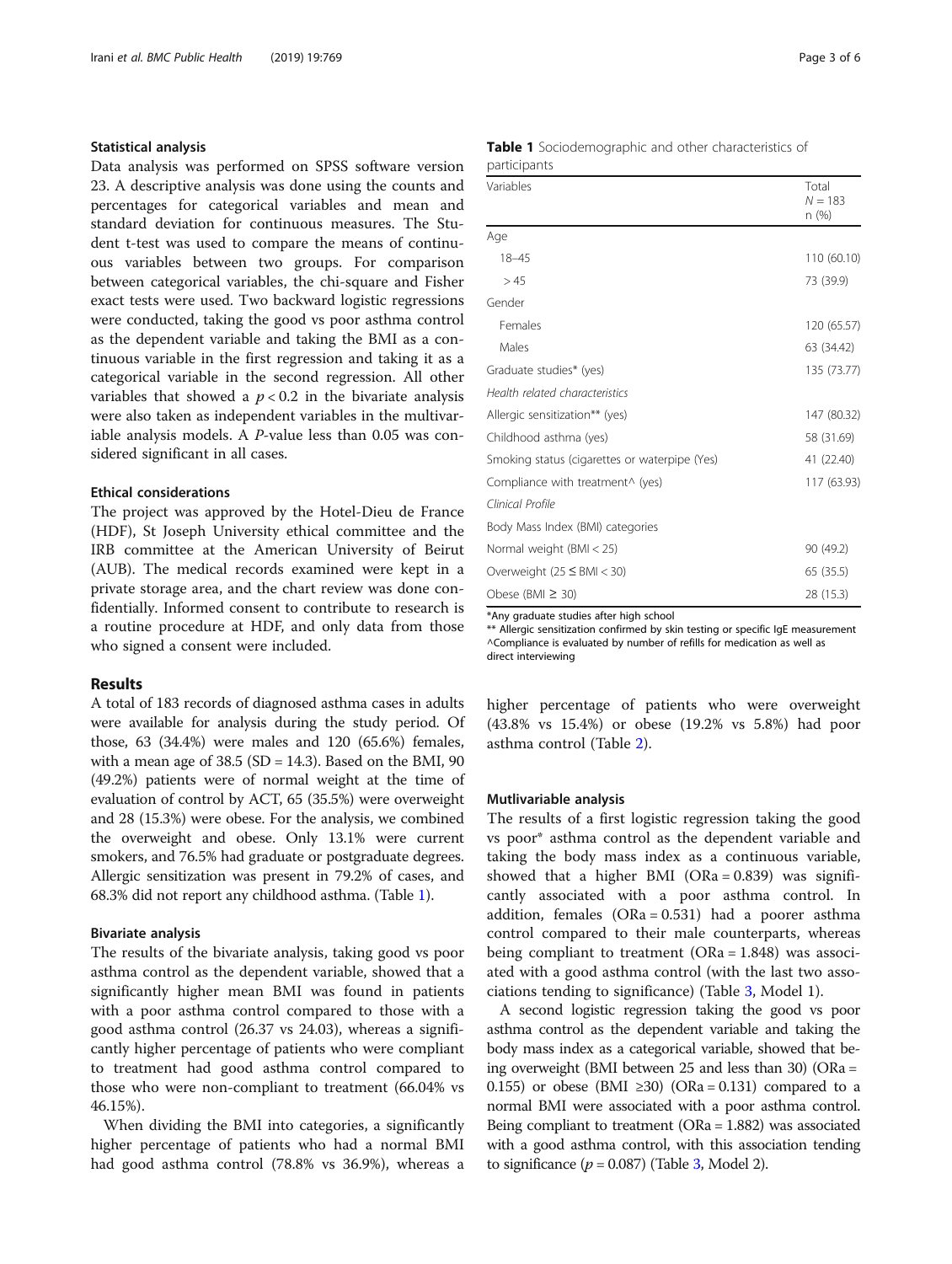### Statistical analysis

Data analysis was performed on SPSS software version 23. A descriptive analysis was done using the counts and percentages for categorical variables and mean and standard deviation for continuous measures. The Student t-test was used to compare the means of continuous variables between two groups. For comparison between categorical variables, the chi-square and Fisher exact tests were used. Two backward logistic regressions were conducted, taking the good vs poor asthma control as the dependent variable and taking the BMI as a continuous variable in the first regression and taking it as a categorical variable in the second regression. All other variables that showed a $p < 0.2$ in the bivariate analysis were also taken as independent variables in the multivariable analysis models. A *P*-value less than 0.05 was considered significant in all cases.

### Ethical considerations

The project was approved by the Hotel-Dieu de France (HDF), St Joseph University ethical committee and the IRB committee at the American University of Beirut (AUB). The medical records examined were kept in a private storage area, and the chart review was done confidentially. Informed consent to contribute to research is a routine procedure at HDF, and only data from those who signed a consent were included.

## Results

A total of 183 records of diagnosed asthma cases in adults were available for analysis during the study period. Of those, 63 (34.4%) were males and 120 (65.6%) females, with a mean age of 38.5 (SD = 14.3). Based on the BMI, 90 (49.2%) patients were of normal weight at the time of evaluation of control by ACT, 65 (35.5%) were overweight and 28 (15.3%) were obese. For the analysis, we combined the overweight and obese. Only 13.1% were current smokers, and 76.5% had graduate or postgraduate degrees. Allergic sensitization was present in 79.2% of cases, and 68.3% did not report any childhood asthma. (Table 1).

**Table 1** Sociodemographic and other characteristics of participants

| Variables | Total $N = 183$ n (%) |
|---|---|
| Age | |
| 18–45 | 110 (60.10) |
| > 45 | 73 (39.9) |
| Gender | |
| Females | 120 (65.57) |
| Males | 63 (34.42) |
| Graduate studies* (yes) | 135 (73.77) |
| *Health related characteristics* | |
| Allergic sensitization** (yes) | 147 (80.32) |
| Childhood asthma (yes) | 58 (31.69) |
| Smoking status (cigarettes or waterpipe (Yes) | 41 (22.40) |
| Compliance with treatment^ (yes) | 117 (63.93) |
| *Clinical Profile* | |
| Body Mass Index (BMI) categories | |
| Normal weight (BMI < 25) | 90 (49.2) |
| Overweight (25 ≤ BMI < 30) | 65 (35.5) |
| Obese (BMI ≥ 30) | 28 (15.3) |

*Any graduate studies after high school
** Allergic sensitization confirmed by skin testing or specific IgE measurement
^Compliance is evaluated by number of refills for medication as well as direct interviewing

### Bivariate analysis

The results of the bivariate analysis, taking good vs poor asthma control as the dependent variable, showed that a significantly higher mean BMI was found in patients with a poor asthma control compared to those with a good asthma control (26.37 vs 24.03), whereas a significantly higher percentage of patients who were compliant to treatment had good asthma control compared to those who were non-compliant to treatment (66.04% vs 46.15%).

When dividing the BMI into categories, a significantly higher percentage of patients who had a normal BMI had good asthma control (78.8% vs 36.9%), whereas a higher percentage of patients who were overweight (43.8% vs 15.4%) or obese (19.2% vs 5.8%) had poor asthma control (Table 2).

### Mutlivariable analysis

The results of a first logistic regression taking the good vs poor* asthma control as the dependent variable and taking the body mass index as a continuous variable, showed that a higher BMI (ORa = 0.839) was significantly associated with a poor asthma control. In addition, females (ORa = 0.531) had a poorer asthma control compared to their male counterparts, whereas being compliant to treatment (ORa = 1.848) was associated with a good asthma control (with the last two associations tending to significance) (Table 3, Model 1).

A second logistic regression taking the good vs poor asthma control as the dependent variable and taking the body mass index as a categorical variable, showed that being overweight (BMI between 25 and less than 30) (ORa = 0.155) or obese (BMI ≥30) (ORa = 0.131) compared to a normal BMI were associated with a poor asthma control. Being compliant to treatment (ORa = 1.882) was associated with a good asthma control, with this association tending to significance ($p = 0.087$) (Table 3, Model 2).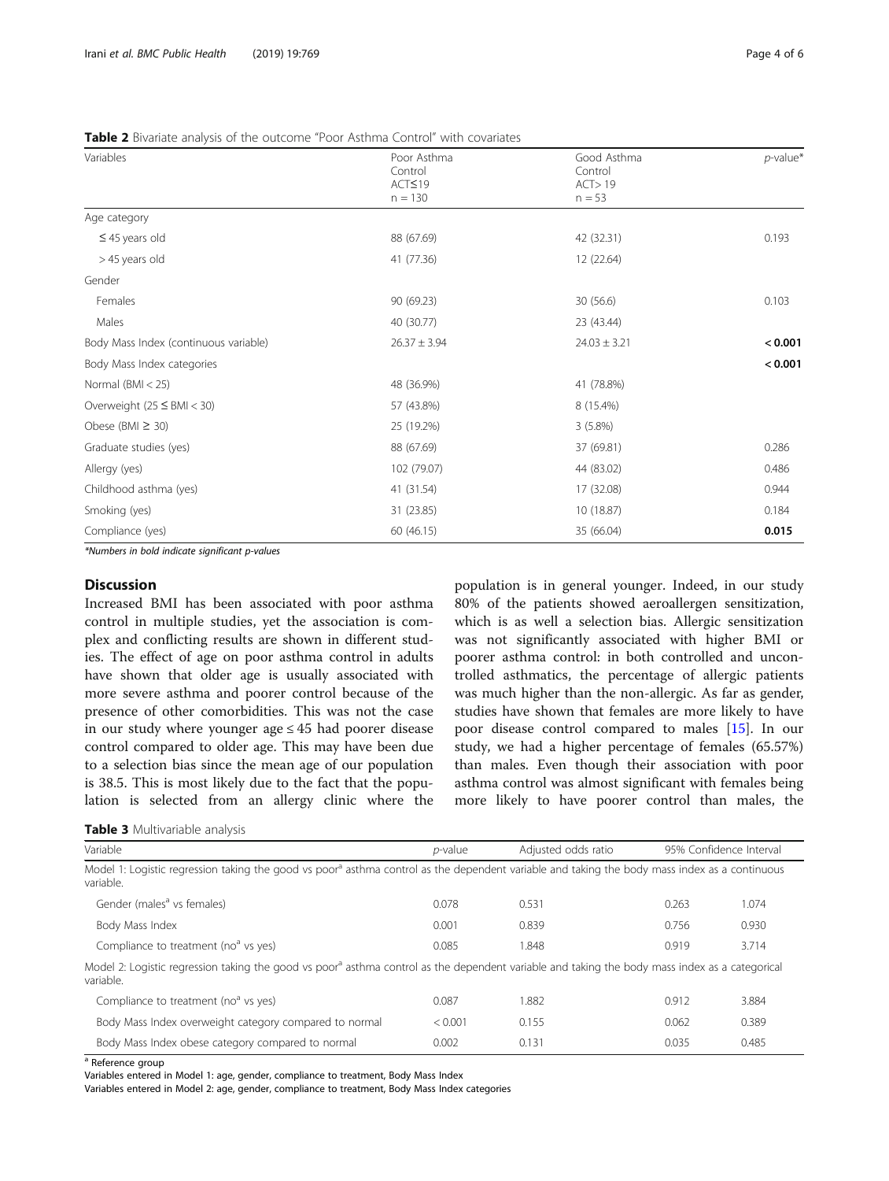**Table 2** Bivariate analysis of the outcome "Poor Asthma Control" with covariates

| Variables | Poor Asthma Control ACT≤19 n = 130 | Good Asthma Control ACT> 19 n = 53 | *p*-value* |
|---|---|---|---|
| Age category | | | |
| ≤ 45 years old | 88 (67.69) | 42 (32.31) | 0.193 |
| > 45 years old | 41 (77.36) | 12 (22.64) | |
| Gender | | | |
| Females | 90 (69.23) | 30 (56.6) | 0.103 |
| Males | 40 (30.77) | 23 (43.44) | |
| Body Mass Index (continuous variable) | 26.37 ± 3.94 | 24.03 ± 3.21 | **< 0.001** |
| Body Mass Index categories | | | **< 0.001** |
| Normal (BMI < 25) | 48 (36.9%) | 41 (78.8%) | |
| Overweight (25 ≤ BMI < 30) | 57 (43.8%) | 8 (15.4%) | |
| Obese (BMI ≥ 30) | 25 (19.2%) | 3 (5.8%) | |
| Graduate studies (yes) | 88 (67.69) | 37 (69.81) | 0.286 |
| Allergy (yes) | 102 (79.07) | 44 (83.02) | 0.486 |
| Childhood asthma (yes) | 41 (31.54) | 17 (32.08) | 0.944 |
| Smoking (yes) | 31 (23.85) | 10 (18.87) | 0.184 |
| Compliance (yes) | 60 (46.15) | 35 (66.04) | **0.015** |

*Numbers in bold indicate significant p-values*

## Discussion

Increased BMI has been associated with poor asthma control in multiple studies, yet the association is complex and conflicting results are shown in different studies. The effect of age on poor asthma control in adults have shown that older age is usually associated with more severe asthma and poorer control because of the presence of other comorbidities. This was not the case in our study where younger age ≤ 45 had poorer disease control compared to older age. This may have been due to a selection bias since the mean age of our population is 38.5. This is most likely due to the fact that the population is selected from an allergy clinic where the population is in general younger. Indeed, in our study 80% of the patients showed aeroallergen sensitization, which is as well a selection bias. Allergic sensitization was not significantly associated with higher BMI or poorer asthma control: in both controlled and uncontrolled asthmatics, the percentage of allergic patients was much higher than the non-allergic. As far as gender, studies have shown that females are more likely to have poor disease control compared to males [15]. In our study, we had a higher percentage of females (65.57%) than males. Even though their association with poor asthma control was almost significant with females being more likely to have poorer control than males, the

**Table 3** Multivariable analysis

| Variable | *p*-value | Adjusted odds ratio | 95% Confidence Interval | |
|---|---|---|---|---|
| Model 1: Logistic regression taking the good vs poor[a] asthma control as the dependent variable and taking the body mass index as a continuous variable. | | | | |
| Gender (males[a] vs females) | 0.078 | 0.531 | 0.263 | 1.074 |
| Body Mass Index | 0.001 | 0.839 | 0.756 | 0.930 |
| Compliance to treatment (no[a] vs yes) | 0.085 | 1.848 | 0.919 | 3.714 |
| Model 2: Logistic regression taking the good vs poor[a] asthma control as the dependent variable and taking the body mass index as a categorical variable. | | | | |
| Compliance to treatment (no[a] vs yes) | 0.087 | 1.882 | 0.912 | 3.884 |
| Body Mass Index overweight category compared to normal | < 0.001 | 0.155 | 0.062 | 0.389 |
| Body Mass Index obese category compared to normal | 0.002 | 0.131 | 0.035 | 0.485 |

[a] Reference group

Variables entered in Model 1: age, gender, compliance to treatment, Body Mass Index

Variables entered in Model 2: age, gender, compliance to treatment, Body Mass Index categories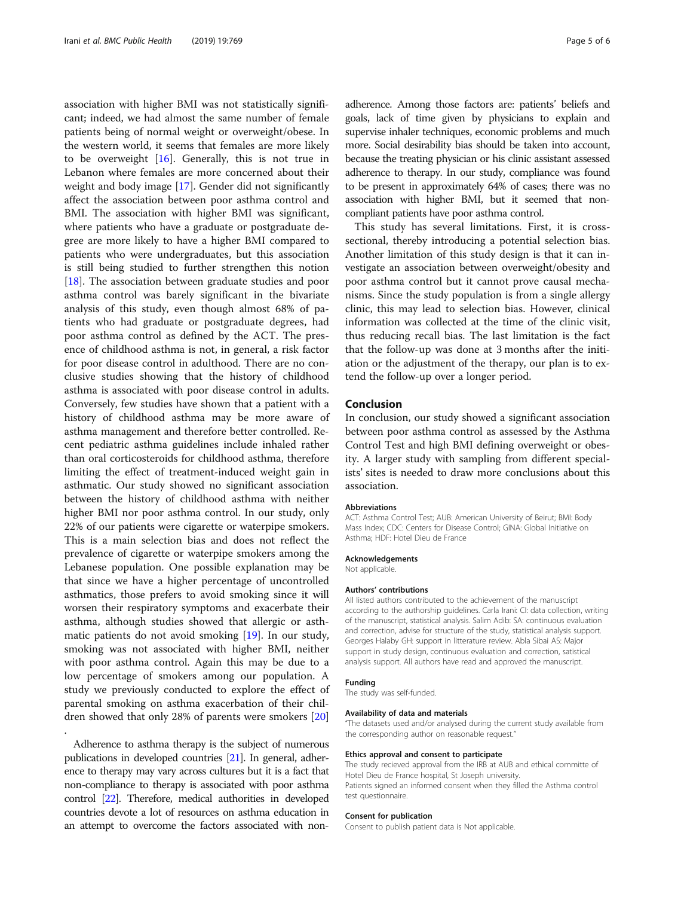association with higher BMI was not statistically significant; indeed, we had almost the same number of female patients being of normal weight or overweight/obese. In the western world, it seems that females are more likely to be overweight [16]. Generally, this is not true in Lebanon where females are more concerned about their weight and body image [17]. Gender did not significantly affect the association between poor asthma control and BMI. The association with higher BMI was significant, where patients who have a graduate or postgraduate degree are more likely to have a higher BMI compared to patients who were undergraduates, but this association is still being studied to further strengthen this notion [18]. The association between graduate studies and poor asthma control was barely significant in the bivariate analysis of this study, even though almost 68% of patients who had graduate or postgraduate degrees, had poor asthma control as defined by the ACT. The presence of childhood asthma is not, in general, a risk factor for poor disease control in adulthood. There are no conclusive studies showing that the history of childhood asthma is associated with poor disease control in adults. Conversely, few studies have shown that a patient with a history of childhood asthma may be more aware of asthma management and therefore better controlled. Recent pediatric asthma guidelines include inhaled rather than oral corticosteroids for childhood asthma, therefore limiting the effect of treatment-induced weight gain in asthmatic. Our study showed no significant association between the history of childhood asthma with neither higher BMI nor poor asthma control. In our study, only 22% of our patients were cigarette or waterpipe smokers. This is a main selection bias and does not reflect the prevalence of cigarette or waterpipe smokers among the Lebanese population. One possible explanation may be that since we have a higher percentage of uncontrolled asthmatics, those prefers to avoid smoking since it will worsen their respiratory symptoms and exacerbate their asthma, although studies showed that allergic or asthmatic patients do not avoid smoking [19]. In our study, smoking was not associated with higher BMI, neither with poor asthma control. Again this may be due to a low percentage of smokers among our population. A study we previously conducted to explore the effect of parental smoking on asthma exacerbation of their children showed that only 28% of parents were smokers [20]
.

Adherence to asthma therapy is the subject of numerous publications in developed countries [21]. In general, adherence to therapy may vary across cultures but it is a fact that non-compliance to therapy is associated with poor asthma control [22]. Therefore, medical authorities in developed countries devote a lot of resources on asthma education in an attempt to overcome the factors associated with non-adherence. Among those factors are: patients' beliefs and goals, lack of time given by physicians to explain and supervise inhaler techniques, economic problems and much more. Social desirability bias should be taken into account, because the treating physician or his clinic assistant assessed adherence to therapy. In our study, compliance was found to be present in approximately 64% of cases; there was no association with higher BMI, but it seemed that non-compliant patients have poor asthma control.

This study has several limitations. First, it is cross-sectional, thereby introducing a potential selection bias. Another limitation of this study design is that it can investigate an association between overweight/obesity and poor asthma control but it cannot prove causal mechanisms. Since the study population is from a single allergy clinic, this may lead to selection bias. However, clinical information was collected at the time of the clinic visit, thus reducing recall bias. The last limitation is the fact that the follow-up was done at 3 months after the initiation or the adjustment of the therapy, our plan is to extend the follow-up over a longer period.

## Conclusion

In conclusion, our study showed a significant association between poor asthma control as assessed by the Asthma Control Test and high BMI defining overweight or obesity. A larger study with sampling from different specialists' sites is needed to draw more conclusions about this association.

### Abbreviations

ACT: Asthma Control Test; AUB: American University of Beirut; BMI: Body Mass Index; CDC: Centers for Disease Control; GINA: Global Initiative on Asthma; HDF: Hotel Dieu de France

### Acknowledgements

Not applicable.

### Authors' contributions

All listed authors contributed to the achievement of the manuscript according to the authorship guidelines. Carla Irani: CI: data collection, writing of the manuscript, statistical analysis. Salim Adib: SA: continuous evaluation and correction, advise for structure of the study, statistical analysis support. Georges Halaby GH: support in litterature review. Abla Sibai AS: Major support in study design, continuous evaluation and correction, satistical analysis support. All authors have read and approved the manuscript.

### Funding

The study was self-funded.

### Availability of data and materials

"The datasets used and/or analysed during the current study available from the corresponding author on reasonable request."

### Ethics approval and consent to participate

The study recieved approval from the IRB at AUB and ethical committe of Hotel Dieu de France hospital, St Joseph university.
Patients signed an informed consent when they filled the Asthma control test questionnaire.

### Consent for publication

Consent to publish patient data is Not applicable.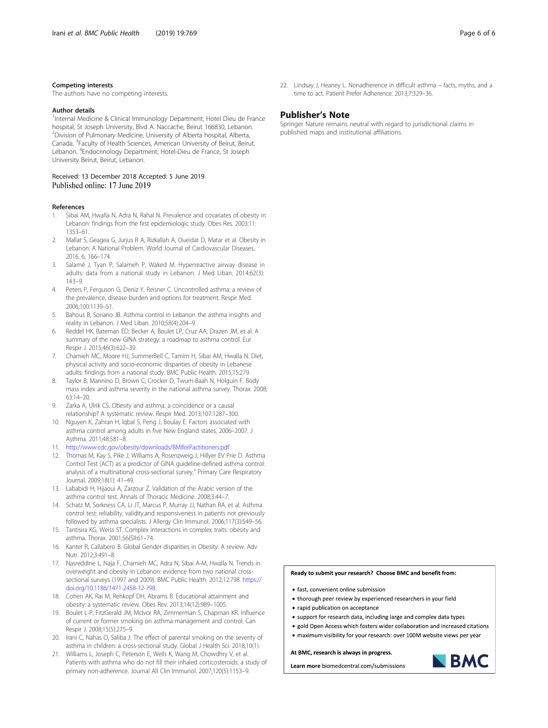### Competing interests

The authors have no competing interests.

### Author details

[1]Internal Medicine & Clinical Immunology Department, Hotel Dieu de France hospital, St Joseph University, Blvd A. Naccache, Beirut 166830, Lebanon. [2]Division of Pulmonary Medicine, University of Alberta hospital, Alberta, Canada. [3]Faculty of Health Sciences, American University of Beirut, Beirut, Lebanon. [4]Endocrinology Department, Hotel-Dieu de France, St Joseph University Beirut, Beirut, Lebanon.

Received: 13 December 2018 Accepted: 5 June 2019
Published online: 17 June 2019

### References

1. Sibai AM, Hwalla N, Adra N, Rahal N. Prevalence and covariates of obesity in Lebanon: findings from the first epidemiologic study. Obes Res. 2003;11: 1353–61.
2. Mallat S, Geagea G, Jurjus R A, Rizkallah A, Oueidat D, Matar et al. Obesity in Lebanon: A National Problem. World Journal of Cardiovascular Diseases, 2016, 6, 166–174.
3. Salamé J, Tyan P, Salameh P, Waked M. Hyperreactive airway disease in adults: data from a national study in Lebanon. J Med Liban. 2014;62(3): 143–9.
4. Peters P, Ferguson G, Deniz Y, Reisner C. Uncontrolled asthma: a review of the prevalence, disease burden and options for treatment. Respir Med. 2006;100:1139–51.
5. Bahous B, Soriano JB. Asthma control in Lebanon the asthma insights and reality in Lebanon. J Med Liban. 2010;58(4):204–9.
6. Reddel HK, Bateman ED, Becker A, Boulet LP, Cruz AA, Drazen JM, et al. A summary of the new GINA strategy: a roadmap to asthma control. Eur Respir J. 2015;46(3):622–39.
7. Chamieh MC, Moore HJ, SummerBell C, Tamim H, Sibai AM, Hwalla N. Diet, physical activity and socio-economic disparities of obesity in Lebanese adults: findings from a national study. BMC Public Health. 2015;15:279.
8. Taylor B, Mannino D, Brown C, Crocker D, Twum-Baah N, Holguin F. Body mass index and asthma severity in the national asthma survey. Thorax. 2008; 63:14–20.
9. Zarka A, Ulrik CS. Obesity and asthma: a coincidence or a causal relationship? A systematic review. Respir Med. 2013;107:1287–300.
10. Nguyen K, Zahran H, Iqbal S, Peng J, Boulay E. Factors associated with asthma control among adults in five New England states, 2006–2007. J Asthma. 2011;48:581–8.
11. http://www.cdc.gov/obesity/downloads/BMIforPactitioners.pdf
12. Thomas M, Kay S, Pike J, Williams A, Rosenzweig J, Hillyer EV Prie D. Asthma Control Test (ACT) as a predictor of GINA guideline-defined asthma control: analysis of a multinational cross-sectional survey," Primary Care Respiratory Journal, 2009;18(1): 41–49.
13. Lababidi H, Hijaoui A, Zarzour Z. Validation of the Arabic version of the asthma control test. Annals of Thoracic Medicine. 2008;3:44–7.
14. Schatz M, Sorkness CA, Li JT, Marcus P, Murray JJ, Nathan RA, et al. Asthma control test: reliability, validity,and responsiveness in patients not previously followed by asthma specialists. J Allergy Clin Immunol. 2006;117(3):549–56.
15. Tantisira KG, Weiss ST. Complex interactions in complex traits: obesity and asthma. Thorax. 2001;56(SII:61–74.
16. Kanter R, Callabero B. Global Gender disparities in Obesity: A review. Adv Nutr. 2012;3:491–8.
17. Nasreddine L, Naja F, Chamieh MC, Adra N, Sibai A-M, Hwalla N. Trends in overweight and obesity in Lebanon: evidence from two national cross-sectional surveys (1997 and 2009). BMC Public Health. 2012;12:798. https://doi.org/10.1186/1471-2458-12-798.
18. Cohen AK, Rai M, Rehkopf DH, Abrams B. Educational attainment and obesity: a systematic review. Obes Rev. 2013;14(12):989–1005.
19. Boulet L-P, FitzGerald JM, McIvor RA, Zimmerman S, Chapman KR. Influence of current or former smoking on asthma management and control. Can Respir J. 2008;15(5):275–9.
20. Irani C, Nahas O, Saliba J. The effect of parental smoking on the severity of asthma in children: a cross-sectional study. Global J Health Sci. 2018;10(1).
21. Williams L, Joseph C, Peterson E, Wells K, Wang M, Chowdhry V, et al. Patients with asthma who do not fill their inhaled corticosteroids: a study of primary non-adherence. Journal All Clin Immunol. 2007;120(5):1153–9.
22. Lindsay J, Heaney L. Nonadherence in difficult asthma – facts, myths, and a time to act. Patient Prefer Adherence. 2013;7:329–36.

## Publisher's Note

Springer Nature remains neutral with regard to jurisdictional claims in published maps and institutional affiliations.

**Ready to submit your research? Choose BMC and benefit from:**

- fast, convenient online submission
- thorough peer review by experienced researchers in your field
- rapid publication on acceptance
- support for research data, including large and complex data types
- gold Open Access which fosters wider collaboration and increased citations
- maximum visibility for your research: over 100M website views per year

**At BMC, research is always in progress.**

**Learn more** biomedcentral.com/submissions